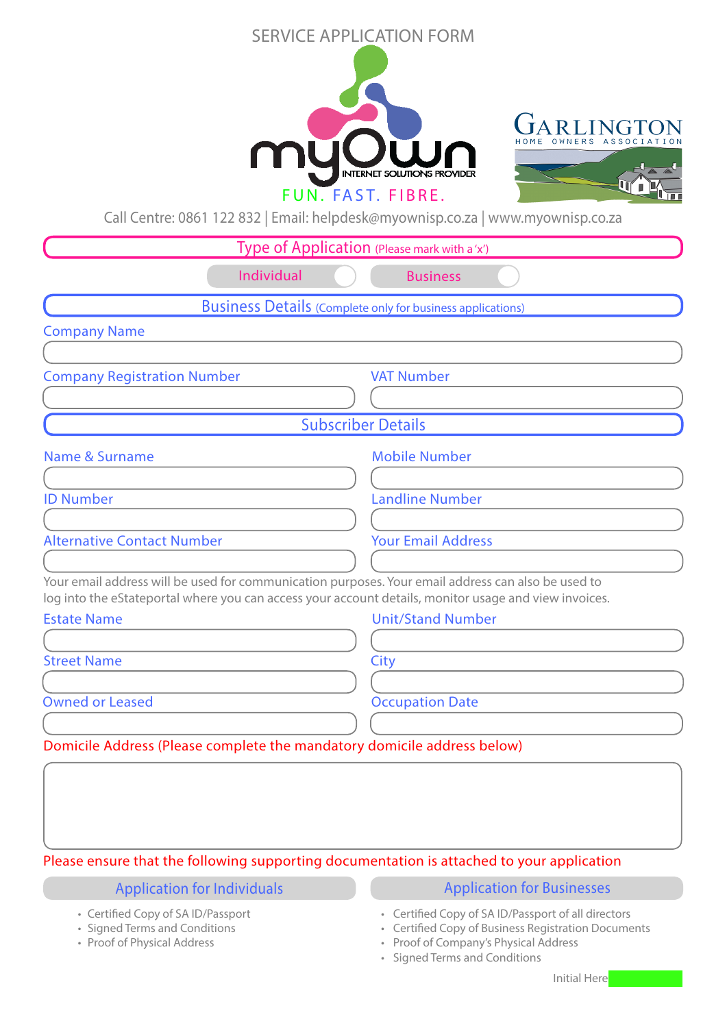# SERVICE APPLICATION FORM

myOwn INTERNET SOLUTIONS PROVIDER

FUN. FAST. FIBRE.

GARLINGTON HOME OWNERS ASSOCIATION

Call Centre: 0861 122 832 | Email: helpdesk@myownisp.co.za | www.myownisp.co.za

## Type of Application (Please mark with a 'x')

Individual ☐ Business ☐

## Business Details (Complete only for business applications)

Company Name

Company Registration Number

VAT Number

## Subscriber Details

Name & Surname

Mobile Number

ID Number

Landline Number

Alternative Contact Number

Your Email Address

Your email address will be used for communication purposes. Your email address can also be used to log into the eStateportal where you can access your account details, monitor usage and view invoices.

Estate Name

Unit/Stand Number

Street Name

City

Owned or Leased

Occupation Date

Domicile Address (Please complete the mandatory domicile address below)

Please ensure that the following supporting documentation is attached to your application

### Application for Individuals

- Certified Copy of SA ID/Passport
- Signed Terms and Conditions
- Proof of Physical Address

### Application for Businesses

- Certified Copy of SA ID/Passport of all directors
- Certified Copy of Business Registration Documents
- Proof of Company's Physical Address
- Signed Terms and Conditions

Initial Here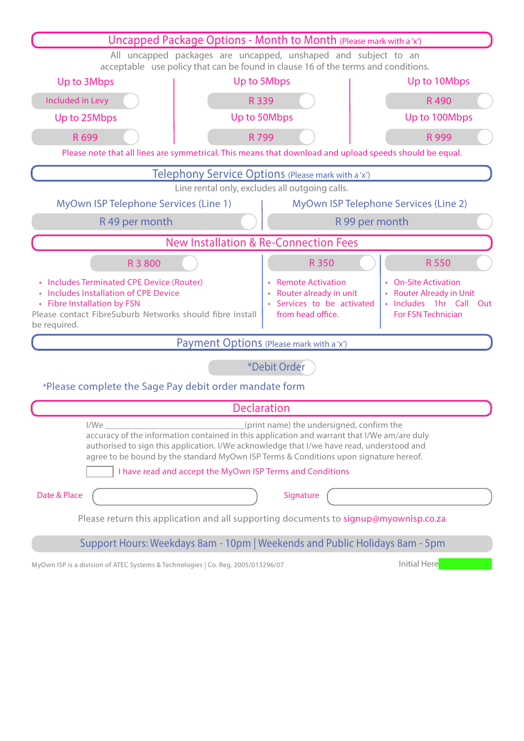## Uncapped Package Options - Month to Month (Please mark with a 'x')

All uncapped packages are uncapped, unshaped and subject to an acceptable use policy that can be found in clause 16 of the terms and conditions.

| | | |
|---|---|---|
| Up to 3Mbps | Up to 5Mbps | Up to 10Mbps |
| Included in Levy | R 339 | R 490 |
| Up to 25Mbps | Up to 50Mbps | Up to 100Mbps |
| R 699 | R 799 | R 999 |

Please note that all lines are symmetrical. This means that download and upload speeds should be equal.

## Telephony Service Options (Please mark with a 'x')

Line rental only, excludes all outgoing calls.

| | |
|---|---|
| MyOwn ISP Telephone Services (Line 1) | MyOwn ISP Telephone Services (Line 2) |
| R 49 per month | R 99 per month |

## New Installation & Re-Connection Fees

**R 3 800**

- Includes Terminated CPE Device (Router)
- Includes Installation of CPE Device
- Fibre Installation by FSN

Please contact FibreSuburb Networks should fibre install be required.

**R 350**

- Remote Activation
- Router already in unit
- Services to be activated from head office.

**R 550**

- On-Site Activation
- Router Already in Unit
- Includes 1hr Call Out For FSN Technician

## Payment Options (Please mark with a 'x')

*Debit Order

*Please complete the Sage Pay debit order mandate form

## Declaration

I/We ______________________________(print name) the undersigned, confirm the accuracy of the information contained in this application and warrant that I/We am/are duly authorised to sign this application. I/We acknowledge that I/we have read, understood and agree to be bound by the standard MyOwn ISP Terms & Conditions upon signature hereof.

☐ I have read and accept the MyOwn ISP Terms and Conditions

Date & Place ____________________ Signature ____________________

Please return this application and all supporting documents to signup@myownisp.co.za

Support Hours: Weekdays 8am - 10pm | Weekends and Public Holidays 8am - 5pm

MyOwn ISP is a division of ATEC Systems & Technologies | Co. Reg. 2005/013296/07

Initial Here